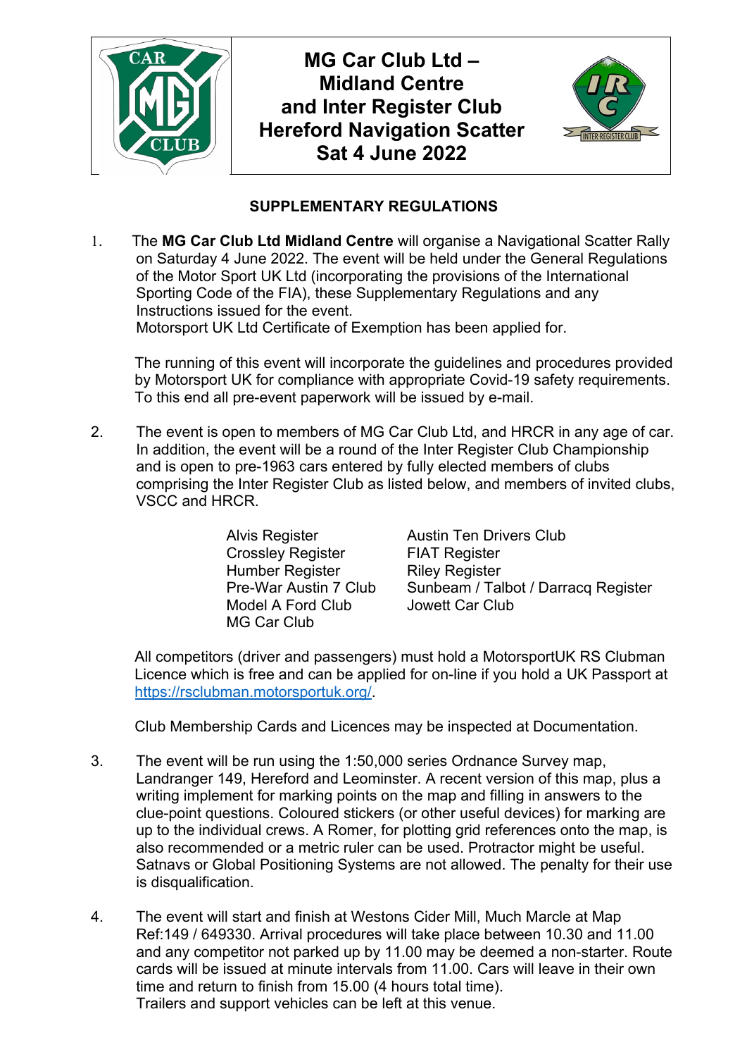# MG Car Club Ltd – Midland Centre and Inter Register Club Hereford Navigation Scatter Sat 4 June 2022

## SUPPLEMENTARY REGULATIONS

1. The **MG Car Club Ltd Midland Centre** will organise a Navigational Scatter Rally on Saturday 4 June 2022. The event will be held under the General Regulations of the Motor Sport UK Ltd (incorporating the provisions of the International Sporting Code of the FIA), these Supplementary Regulations and any Instructions issued for the event.
   Motorsport UK Ltd Certificate of Exemption has been applied for.

   The running of this event will incorporate the guidelines and procedures provided by Motorsport UK for compliance with appropriate Covid-19 safety requirements. To this end all pre-event paperwork will be issued by e-mail.

2. The event is open to members of MG Car Club Ltd, and HRCR in any age of car. In addition, the event will be a round of the Inter Register Club Championship and is open to pre-1963 cars entered by fully elected members of clubs comprising the Inter Register Club as listed below, and members of invited clubs, VSCC and HRCR.

   - Alvis Register
   - Crossley Register
   - Humber Register
   - Pre-War Austin 7 Club
   - Model A Ford Club
   - MG Car Club
   - Austin Ten Drivers Club
   - FIAT Register
   - Riley Register
   - Sunbeam / Talbot / Darracq Register
   - Jowett Car Club

   All competitors (driver and passengers) must hold a MotorsportUK RS Clubman Licence which is free and can be applied for on-line if you hold a UK Passport at https://rsclubman.motorsportuk.org/.

   Club Membership Cards and Licences may be inspected at Documentation.

3. The event will be run using the 1:50,000 series Ordnance Survey map, Landranger 149, Hereford and Leominster. A recent version of this map, plus a writing implement for marking points on the map and filling in answers to the clue-point questions. Coloured stickers (or other useful devices) for marking are up to the individual crews. A Romer, for plotting grid references onto the map, is also recommended or a metric ruler can be used. Protractor might be useful. Satnavs or Global Positioning Systems are not allowed. The penalty for their use is disqualification.

4. The event will start and finish at Westons Cider Mill, Much Marcle at Map Ref:149 / 649330. Arrival procedures will take place between 10.30 and 11.00 and any competitor not parked up by 11.00 may be deemed a non-starter. Route cards will be issued at minute intervals from 11.00. Cars will leave in their own time and return to finish from 15.00 (4 hours total time).
   Trailers and support vehicles can be left at this venue.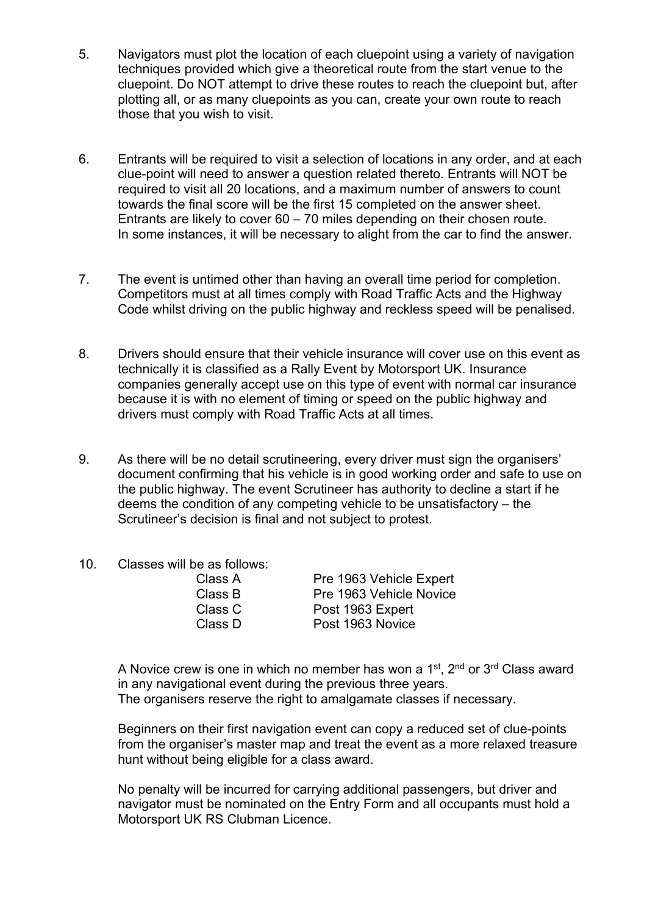5. Navigators must plot the location of each cluepoint using a variety of navigation techniques provided which give a theoretical route from the start venue to the cluepoint. Do NOT attempt to drive these routes to reach the cluepoint but, after plotting all, or as many cluepoints as you can, create your own route to reach those that you wish to visit.

6. Entrants will be required to visit a selection of locations in any order, and at each clue-point will need to answer a question related thereto. Entrants will NOT be required to visit all 20 locations, and a maximum number of answers to count towards the final score will be the first 15 completed on the answer sheet. Entrants are likely to cover 60 – 70 miles depending on their chosen route. In some instances, it will be necessary to alight from the car to find the answer.

7. The event is untimed other than having an overall time period for completion. Competitors must at all times comply with Road Traffic Acts and the Highway Code whilst driving on the public highway and reckless speed will be penalised.

8. Drivers should ensure that their vehicle insurance will cover use on this event as technically it is classified as a Rally Event by Motorsport UK. Insurance companies generally accept use on this type of event with normal car insurance because it is with no element of timing or speed on the public highway and drivers must comply with Road Traffic Acts at all times.

9. As there will be no detail scrutineering, every driver must sign the organisers' document confirming that his vehicle is in good working order and safe to use on the public highway. The event Scrutineer has authority to decline a start if he deems the condition of any competing vehicle to be unsatisfactory – the Scrutineer's decision is final and not subject to protest.

10. Classes will be as follows:

| | |
|---|---|
| Class A | Pre 1963 Vehicle Expert |
| Class B | Pre 1963 Vehicle Novice |
| Class C | Post 1963 Expert |
| Class D | Post 1963 Novice |

A Novice crew is one in which no member has won a 1st, 2nd or 3rd Class award in any navigational event during the previous three years.
The organisers reserve the right to amalgamate classes if necessary.

Beginners on their first navigation event can copy a reduced set of clue-points from the organiser's master map and treat the event as a more relaxed treasure hunt without being eligible for a class award.

No penalty will be incurred for carrying additional passengers, but driver and navigator must be nominated on the Entry Form and all occupants must hold a Motorsport UK RS Clubman Licence.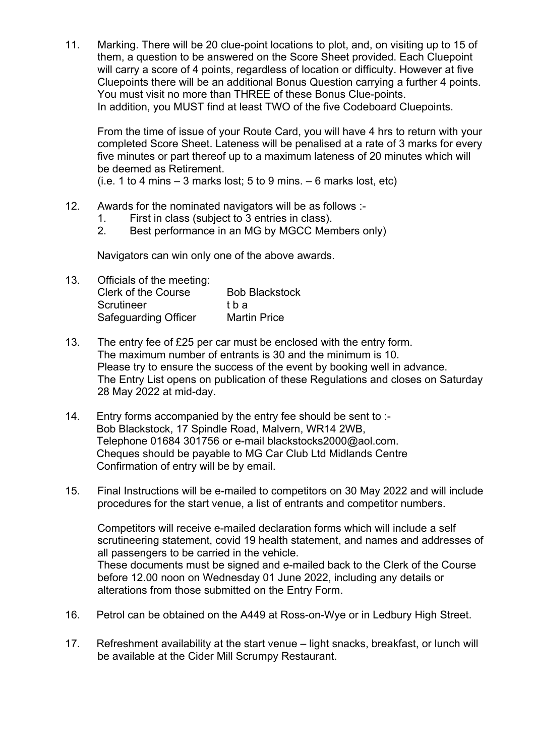11. Marking. There will be 20 clue-point locations to plot, and, on visiting up to 15 of them, a question to be answered on the Score Sheet provided. Each Cluepoint will carry a score of 4 points, regardless of location or difficulty. However at five Cluepoints there will be an additional Bonus Question carrying a further 4 points. You must visit no more than THREE of these Bonus Clue-points.
    In addition, you MUST find at least TWO of the five Codeboard Cluepoints.

    From the time of issue of your Route Card, you will have 4 hrs to return with your completed Score Sheet. Lateness will be penalised at a rate of 3 marks for every five minutes or part thereof up to a maximum lateness of 20 minutes which will be deemed as Retirement.
    (i.e. 1 to 4 mins – 3 marks lost; 5 to 9 mins. – 6 marks lost, etc)

12. Awards for the nominated navigators will be as follows :-
    1. First in class (subject to 3 entries in class).
    2. Best performance in an MG by MGCC Members only)

    Navigators can win only one of the above awards.

13. Officials of the meeting:

| | |
|---|---|
| Clerk of the Course | Bob Blackstock |
| Scrutineer | t b a |
| Safeguarding Officer | Martin Price |

13. The entry fee of £25 per car must be enclosed with the entry form.
    The maximum number of entrants is 30 and the minimum is 10.
    Please try to ensure the success of the event by booking well in advance.
    The Entry List opens on publication of these Regulations and closes on Saturday 28 May 2022 at mid-day.

14. Entry forms accompanied by the entry fee should be sent to :-
    Bob Blackstock, 17 Spindle Road, Malvern, WR14 2WB,
    Telephone 01684 301756 or e-mail blackstocks2000@aol.com.
    Cheques should be payable to MG Car Club Ltd Midlands Centre
    Confirmation of entry will be by email.

15. Final Instructions will be e-mailed to competitors on 30 May 2022 and will include procedures for the start venue, a list of entrants and competitor numbers.

    Competitors will receive e-mailed declaration forms which will include a self scrutineering statement, covid 19 health statement, and names and addresses of all passengers to be carried in the vehicle.
    These documents must be signed and e-mailed back to the Clerk of the Course before 12.00 noon on Wednesday 01 June 2022, including any details or alterations from those submitted on the Entry Form.

16. Petrol can be obtained on the A449 at Ross-on-Wye or in Ledbury High Street.

17. Refreshment availability at the start venue – light snacks, breakfast, or lunch will be available at the Cider Mill Scrumpy Restaurant.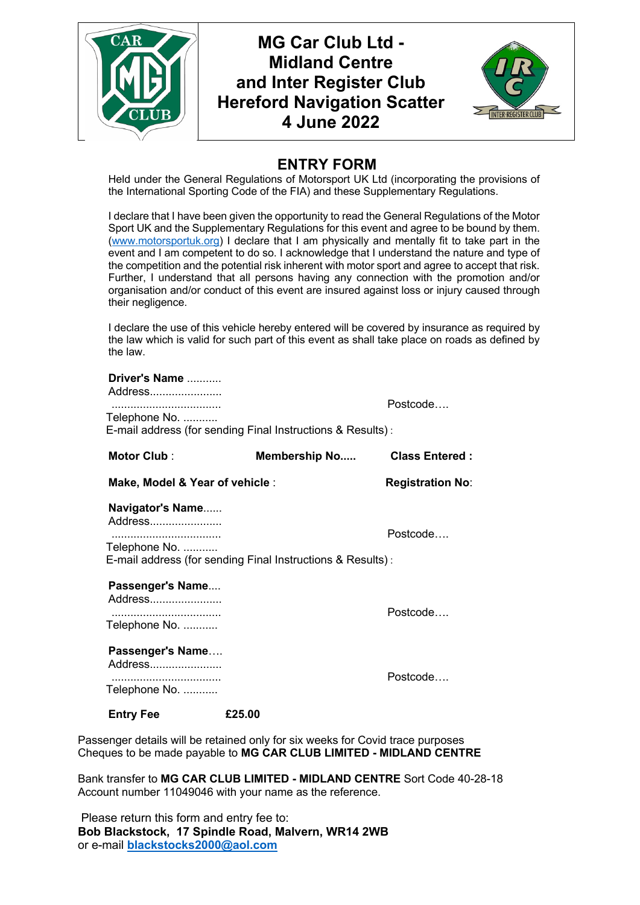# MG Car Club Ltd - Midland Centre and Inter Register Club Hereford Navigation Scatter 4 June 2022

## ENTRY FORM

Held under the General Regulations of Motorsport UK Ltd (incorporating the provisions of the International Sporting Code of the FIA) and these Supplementary Regulations.

I declare that I have been given the opportunity to read the General Regulations of the Motor Sport UK and the Supplementary Regulations for this event and agree to be bound by them. (www.motorsportuk.org) I declare that I am physically and mentally fit to take part in the event and I am competent to do so. I acknowledge that I understand the nature and type of the competition and the potential risk inherent with motor sport and agree to accept that risk. Further, I understand that all persons having any connection with the promotion and/or organisation and/or conduct of this event are insured against loss or injury caused through their negligence.

I declare the use of this vehicle hereby entered will be covered by insurance as required by the law which is valid for such part of this event as shall take place on roads as defined by the law.

**Driver's Name** ...........
Address.......................
.................................. Postcode….
Telephone No. ...........
E-mail address (for sending Final Instructions & Results) :

**Motor Club** : **Membership No.....** **Class Entered :**

**Make, Model & Year of vehicle** : **Registration No**:

**Navigator's Name**......
Address.......................
.................................. Postcode….
Telephone No. ...........
E-mail address (for sending Final Instructions & Results) :

**Passenger's Name**....
Address.......................
.................................. Postcode….
Telephone No. ...........

**Passenger's Name**….
Address.......................
.................................. Postcode….
Telephone No. ...........

**Entry Fee** **£25.00**

Passenger details will be retained only for six weeks for Covid trace purposes
Cheques to be made payable to **MG CAR CLUB LIMITED - MIDLAND CENTRE**

Bank transfer to **MG CAR CLUB LIMITED - MIDLAND CENTRE** Sort Code 40-28-18 Account number 11049046 with your name as the reference.

Please return this form and entry fee to:
**Bob Blackstock, 17 Spindle Road, Malvern, WR14 2WB**
or e-mail **blackstocks2000@aol.com**